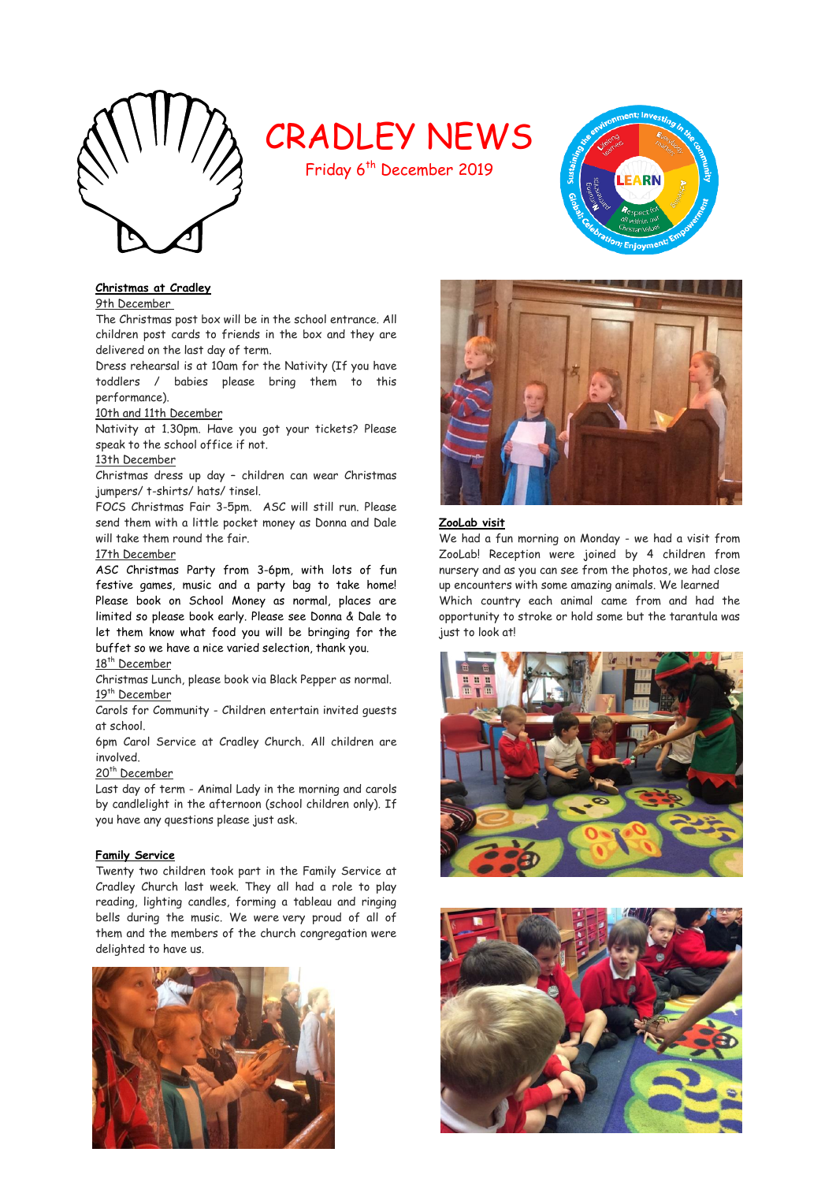# CRADLEY NEWS

Friday 6th December 2019

## Christmas at Cradley

9th December

The Christmas post box will be in the school entrance. All children post cards to friends in the box and they are delivered on the last day of term.

Dress rehearsal is at 10am for the Nativity (If you have toddlers / babies please bring them to this performance).

10th and 11th December

Nativity at 1.30pm. Have you got your tickets? Please speak to the school office if not.

13th December

Christmas dress up day – children can wear Christmas jumpers/ t-shirts/ hats/ tinsel.

FOCS Christmas Fair 3-5pm. ASC will still run. Please send them with a little pocket money as Donna and Dale will take them round the fair.

17th December

ASC Christmas Party from 3-6pm, with lots of fun festive games, music and a party bag to take home! Please book on School Money as normal, places are limited so please book early. Please see Donna & Dale to let them know what food you will be bringing for the buffet so we have a nice varied selection, thank you.

18th December

Christmas Lunch, please book via Black Pepper as normal.

19th December

Carols for Community - Children entertain invited guests at school.

6pm Carol Service at Cradley Church. All children are involved.

20th December

Last day of term - Animal Lady in the morning and carols by candlelight in the afternoon (school children only). If you have any questions please just ask.

## Family Service

Twenty two children took part in the Family Service at Cradley Church last week. They all had a role to play reading, lighting candles, forming a tableau and ringing bells during the music. We were very proud of all of them and the members of the church congregation were delighted to have us.

## ZooLab visit

We had a fun morning on Monday - we had a visit from ZooLab! Reception were joined by 4 children from nursery and as you can see from the photos, we had close up encounters with some amazing animals. We learned Which country each animal came from and had the opportunity to stroke or hold some but the tarantula was just to look at!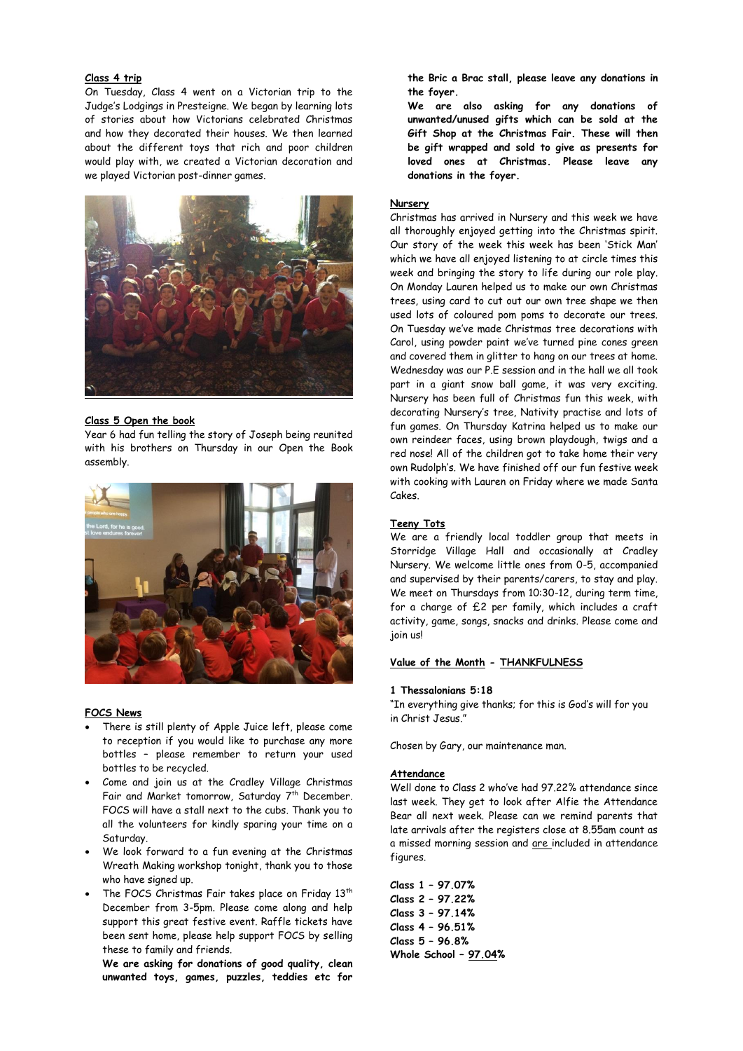**Class 4 trip**

On Tuesday, Class 4 went on a Victorian trip to the Judge's Lodgings in Presteigne. We began by learning lots of stories about how Victorians celebrated Christmas and how they decorated their houses. We then learned about the different toys that rich and poor children would play with, we created a Victorian decoration and we played Victorian post-dinner games.

**Class 5 Open the book**

Year 6 had fun telling the story of Joseph being reunited with his brothers on Thursday in our Open the Book assembly.

**FOCS News**

- There is still plenty of Apple Juice left, please come to reception if you would like to purchase any more bottles – please remember to return your used bottles to be recycled.
- Come and join us at the Cradley Village Christmas Fair and Market tomorrow, Saturday 7th December. FOCS will have a stall next to the cubs. Thank you to all the volunteers for kindly sparing your time on a Saturday.
- We look forward to a fun evening at the Christmas Wreath Making workshop tonight, thank you to those who have signed up.
- The FOCS Christmas Fair takes place on Friday 13th December from 3-5pm. Please come along and help support this great festive event. Raffle tickets have been sent home, please help support FOCS by selling these to family and friends.

  **We are asking for donations of good quality, clean unwanted toys, games, puzzles, teddies etc for the Bric a Brac stall, please leave any donations in the foyer.**

  **We are also asking for any donations of unwanted/unused gifts which can be sold at the Gift Shop at the Christmas Fair. These will then be gift wrapped and sold to give as presents for loved ones at Christmas. Please leave any donations in the foyer.**

**Nursery**

Christmas has arrived in Nursery and this week we have all thoroughly enjoyed getting into the Christmas spirit. Our story of the week this week has been 'Stick Man' which we have all enjoyed listening to at circle times this week and bringing the story to life during our role play. On Monday Lauren helped us to make our own Christmas trees, using card to cut out our own tree shape we then used lots of coloured pom poms to decorate our trees. On Tuesday we've made Christmas tree decorations with Carol, using powder paint we've turned pine cones green and covered them in glitter to hang on our trees at home. Wednesday was our P.E session and in the hall we all took part in a giant snow ball game, it was very exciting. Nursery has been full of Christmas fun this week, with decorating Nursery's tree, Nativity practise and lots of fun games. On Thursday Katrina helped us to make our own reindeer faces, using brown playdough, twigs and a red nose! All of the children got to take home their very own Rudolph's. We have finished off our fun festive week with cooking with Lauren on Friday where we made Santa Cakes.

**Teeny Tots**

We are a friendly local toddler group that meets in Storridge Village Hall and occasionally at Cradley Nursery. We welcome little ones from 0-5, accompanied and supervised by their parents/carers, to stay and play. We meet on Thursdays from 10:30-12, during term time, for a charge of £2 per family, which includes a craft activity, game, songs, snacks and drinks. Please come and join us!

**Value of the Month - THANKFULNESS**

**1 Thessalonians 5:18**

"In everything give thanks; for this is God's will for you in Christ Jesus."

Chosen by Gary, our maintenance man.

**Attendance**

Well done to Class 2 who've had 97.22% attendance since last week. They get to look after Alfie the Attendance Bear all next week. Please can we remind parents that late arrivals after the registers close at 8.55am count as a missed morning session and are included in attendance figures.

**Class 1 – 97.07%**
**Class 2 – 97.22%**
**Class 3 – 97.14%**
**Class 4 – 96.51%**
**Class 5 – 96.8%**
**Whole School – 97.04%**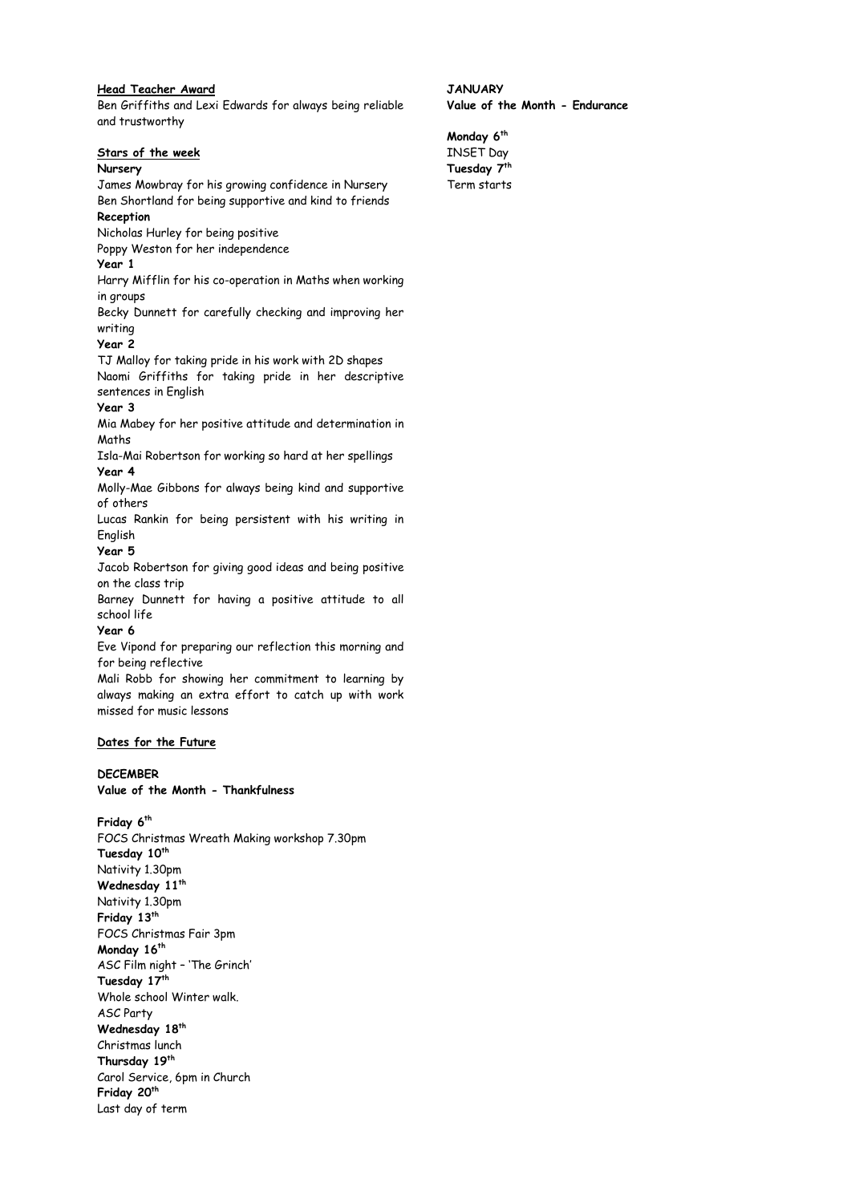## Head Teacher Award

Ben Griffiths and Lexi Edwards for always being reliable and trustworthy

## Stars of the week

**Nursery**

James Mowbray for his growing confidence in Nursery
Ben Shortland for being supportive and kind to friends

**Reception**

Nicholas Hurley for being positive
Poppy Weston for her independence

**Year 1**

Harry Mifflin for his co-operation in Maths when working in groups
Becky Dunnett for carefully checking and improving her writing

**Year 2**

TJ Malloy for taking pride in his work with 2D shapes
Naomi Griffiths for taking pride in her descriptive sentences in English

**Year 3**

Mia Mabey for her positive attitude and determination in Maths
Isla-Mai Robertson for working so hard at her spellings

**Year 4**

Molly-Mae Gibbons for always being kind and supportive of others
Lucas Rankin for being persistent with his writing in English

**Year 5**

Jacob Robertson for giving good ideas and being positive on the class trip
Barney Dunnett for having a positive attitude to all school life

**Year 6**

Eve Vipond for preparing our reflection this morning and for being reflective
Mali Robb for showing her commitment to learning by always making an extra effort to catch up with work missed for music lessons

## Dates for the Future

**DECEMBER**
**Value of the Month - Thankfulness**

**Friday 6th**
FOCS Christmas Wreath Making workshop 7.30pm
**Tuesday 10th**
Nativity 1.30pm
**Wednesday 11th**
Nativity 1.30pm
**Friday 13th**
FOCS Christmas Fair 3pm
**Monday 16th**
ASC Film night – 'The Grinch'
**Tuesday 17th**
Whole school Winter walk.
ASC Party
**Wednesday 18th**
Christmas lunch
**Thursday 19th**
Carol Service, 6pm in Church
**Friday 20th**
Last day of term

**JANUARY**
**Value of the Month - Endurance**

**Monday 6th**
INSET Day
**Tuesday 7th**
Term starts